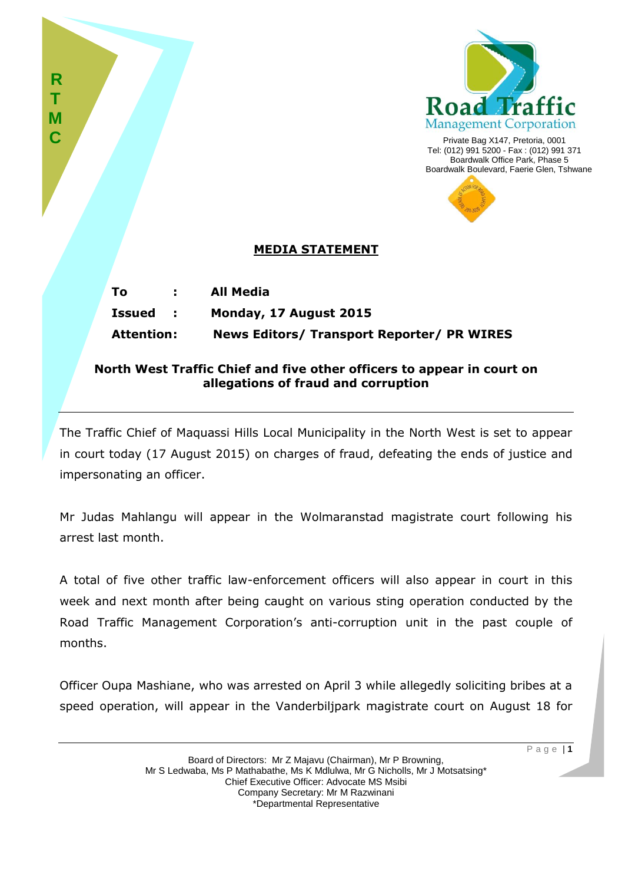Road Traffic Management Corporation

Private Bag X147, Pretoria, 0001
Tel: (012) 991 5200 - Fax : (012) 991 371
Boardwalk Office Park, Phase 5
Boardwalk Boulevard, Faerie Glen, Tshwane

## MEDIA STATEMENT

**To :** **All Media**

**Issued :** **Monday, 17 August 2015**

**Attention:** **News Editors/ Transport Reporter/ PR WIRES**

### North West Traffic Chief and five other officers to appear in court on allegations of fraud and corruption

The Traffic Chief of Maquassi Hills Local Municipality in the North West is set to appear in court today (17 August 2015) on charges of fraud, defeating the ends of justice and impersonating an officer.

Mr Judas Mahlangu will appear in the Wolmaranstad magistrate court following his arrest last month.

A total of five other traffic law-enforcement officers will also appear in court in this week and next month after being caught on various sting operation conducted by the Road Traffic Management Corporation's anti-corruption unit in the past couple of months.

Officer Oupa Mashiane, who was arrested on April 3 while allegedly soliciting bribes at a speed operation, will appear in the Vanderbiljpark magistrate court on August 18 for

Board of Directors: Mr Z Majavu (Chairman), Mr P Browning,
Mr S Ledwaba, Ms P Mathabathe, Ms K Mdlulwa, Mr G Nicholls, Mr J Motsatsing*
Chief Executive Officer: Advocate MS Msibi
Company Secretary: Mr M Razwinani
*Departmental Representative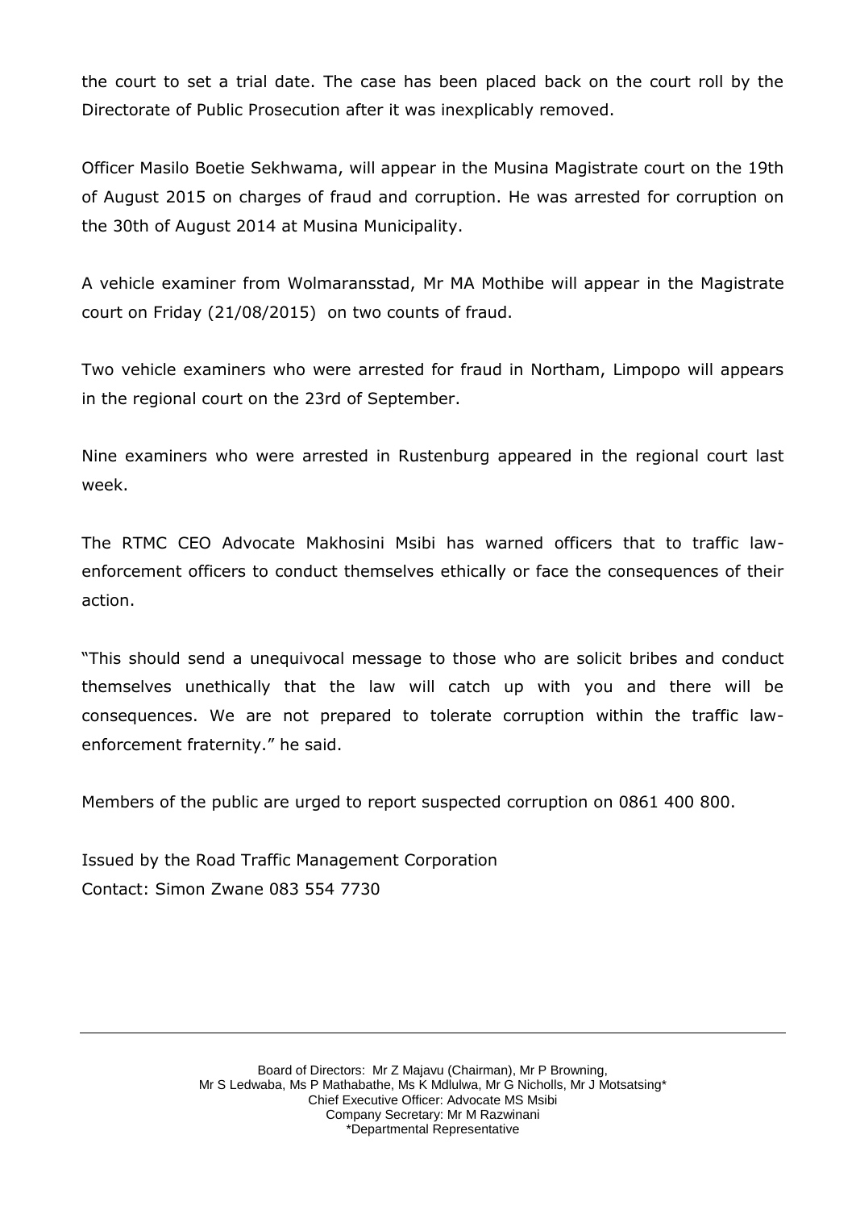the court to set a trial date. The case has been placed back on the court roll by the Directorate of Public Prosecution after it was inexplicably removed.

Officer Masilo Boetie Sekhwama, will appear in the Musina Magistrate court on the 19th of August 2015 on charges of fraud and corruption. He was arrested for corruption on the 30th of August 2014 at Musina Municipality.

A vehicle examiner from Wolmaransstad, Mr MA Mothibe will appear in the Magistrate court on Friday (21/08/2015) on two counts of fraud.

Two vehicle examiners who were arrested for fraud in Northam, Limpopo will appears in the regional court on the 23rd of September.

Nine examiners who were arrested in Rustenburg appeared in the regional court last week.

The RTMC CEO Advocate Makhosini Msibi has warned officers that to traffic law-enforcement officers to conduct themselves ethically or face the consequences of their action.

"This should send a unequivocal message to those who are solicit bribes and conduct themselves unethically that the law will catch up with you and there will be consequences. We are not prepared to tolerate corruption within the traffic law-enforcement fraternity." he said.

Members of the public are urged to report suspected corruption on 0861 400 800.

Issued by the Road Traffic Management Corporation
Contact: Simon Zwane 083 554 7730

Board of Directors: Mr Z Majavu (Chairman), Mr P Browning,
Mr S Ledwaba, Ms P Mathabathe, Ms K Mdlulwa, Mr G Nicholls, Mr J Motsatsing*
Chief Executive Officer: Advocate MS Msibi
Company Secretary: Mr M Razwinani
*Departmental Representative